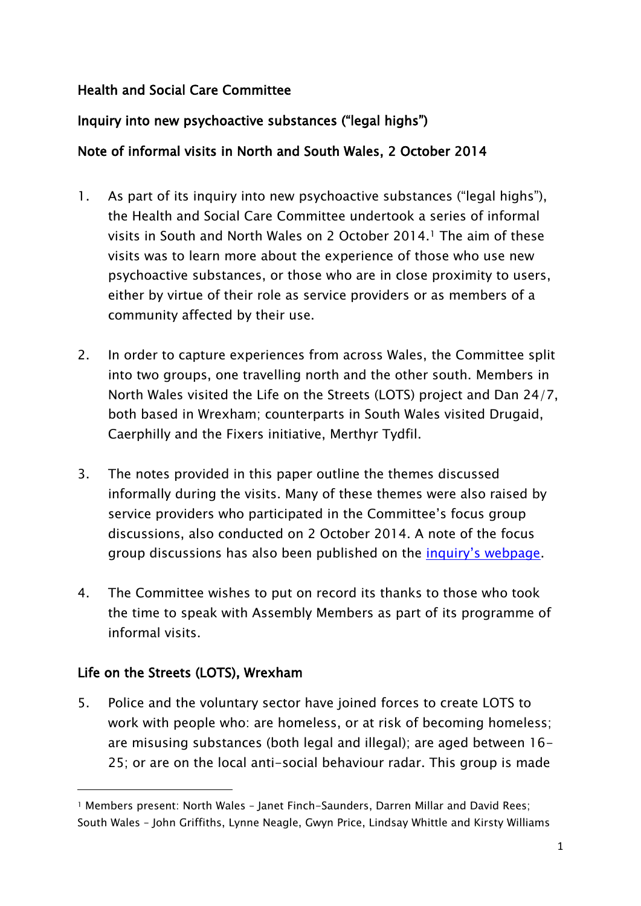**Health and Social Care Committee**

**Inquiry into new psychoactive substances ("legal highs")**

**Note of informal visits in North and South Wales, 2 October 2014**

1. As part of its inquiry into new psychoactive substances ("legal highs"), the Health and Social Care Committee undertook a series of informal visits in South and North Wales on 2 October 2014.[1] The aim of these visits was to learn more about the experience of those who use new psychoactive substances, or those who are in close proximity to users, either by virtue of their role as service providers or as members of a community affected by their use.

2. In order to capture experiences from across Wales, the Committee split into two groups, one travelling north and the other south. Members in North Wales visited the Life on the Streets (LOTS) project and Dan 24/7, both based in Wrexham; counterparts in South Wales visited Drugaid, Caerphilly and the Fixers initiative, Merthyr Tydfil.

3. The notes provided in this paper outline the themes discussed informally during the visits. Many of these themes were also raised by service providers who participated in the Committee's focus group discussions, also conducted on 2 October 2014. A note of the focus group discussions has also been published on the inquiry's webpage.

4. The Committee wishes to put on record its thanks to those who took the time to speak with Assembly Members as part of its programme of informal visits.

## Life on the Streets (LOTS), Wrexham

5. Police and the voluntary sector have joined forces to create LOTS to work with people who: are homeless, or at risk of becoming homeless; are misusing substances (both legal and illegal); are aged between 16-25; or are on the local anti-social behaviour radar. This group is made

---

[1] Members present: North Wales – Janet Finch-Saunders, Darren Millar and David Rees; South Wales – John Griffiths, Lynne Neagle, Gwyn Price, Lindsay Whittle and Kirsty Williams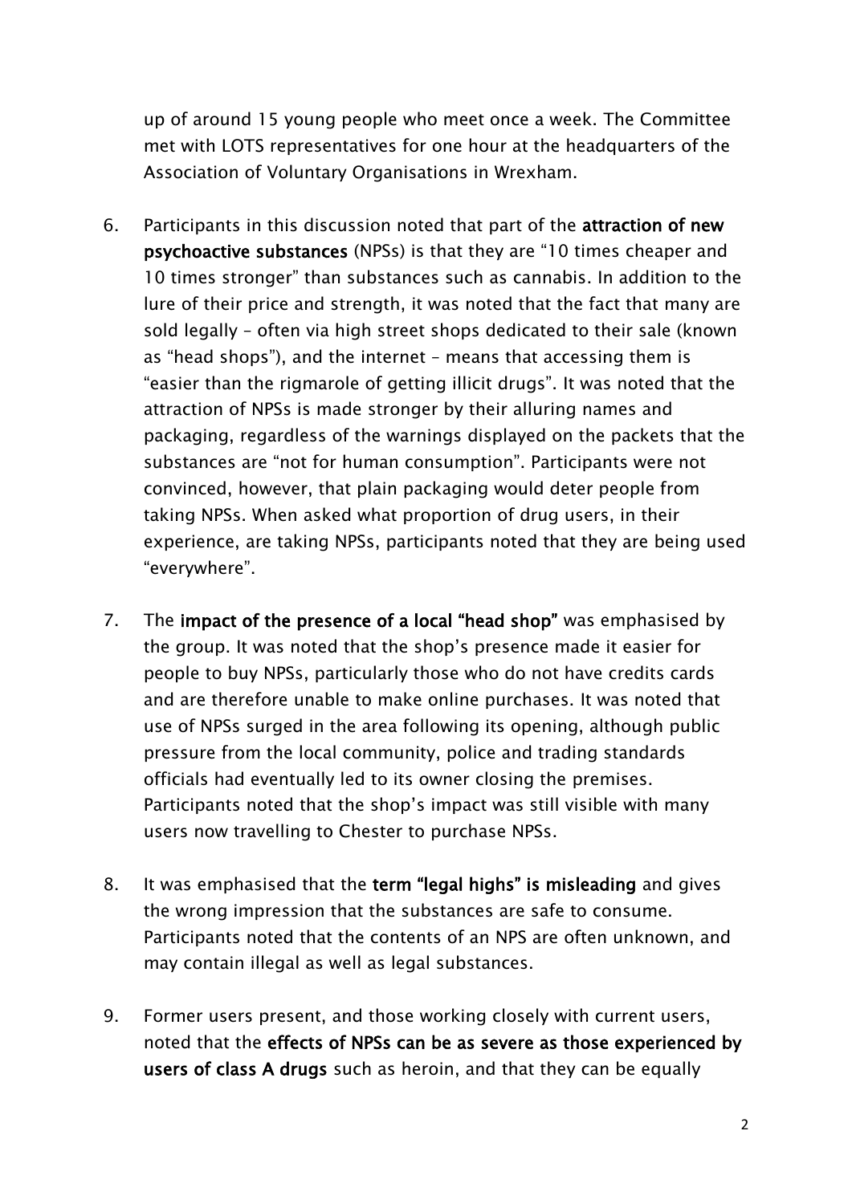up of around 15 young people who meet once a week. The Committee met with LOTS representatives for one hour at the headquarters of the Association of Voluntary Organisations in Wrexham.

6. Participants in this discussion noted that part of the **attraction of new psychoactive substances** (NPSs) is that they are "10 times cheaper and 10 times stronger" than substances such as cannabis. In addition to the lure of their price and strength, it was noted that the fact that many are sold legally – often via high street shops dedicated to their sale (known as "head shops"), and the internet – means that accessing them is "easier than the rigmarole of getting illicit drugs". It was noted that the attraction of NPSs is made stronger by their alluring names and packaging, regardless of the warnings displayed on the packets that the substances are "not for human consumption". Participants were not convinced, however, that plain packaging would deter people from taking NPSs. When asked what proportion of drug users, in their experience, are taking NPSs, participants noted that they are being used "everywhere".

7. The **impact of the presence of a local "head shop"** was emphasised by the group. It was noted that the shop's presence made it easier for people to buy NPSs, particularly those who do not have credits cards and are therefore unable to make online purchases. It was noted that use of NPSs surged in the area following its opening, although public pressure from the local community, police and trading standards officials had eventually led to its owner closing the premises. Participants noted that the shop's impact was still visible with many users now travelling to Chester to purchase NPSs.

8. It was emphasised that the **term "legal highs" is misleading** and gives the wrong impression that the substances are safe to consume. Participants noted that the contents of an NPS are often unknown, and may contain illegal as well as legal substances.

9. Former users present, and those working closely with current users, noted that the **effects of NPSs can be as severe as those experienced by users of class A drugs** such as heroin, and that they can be equally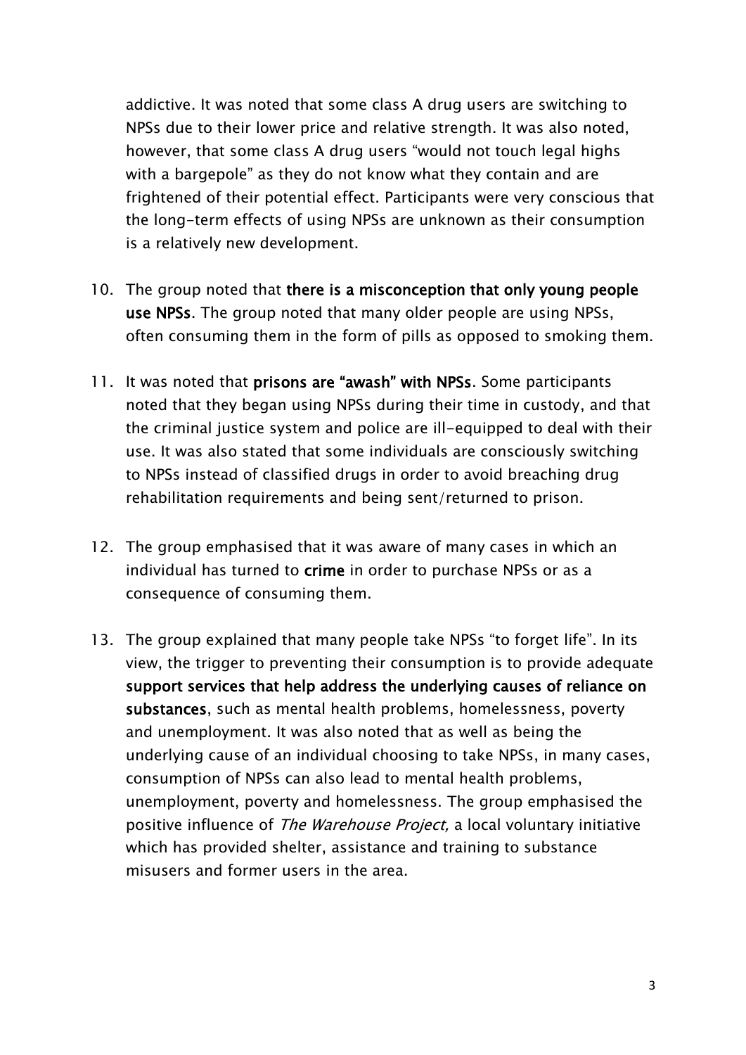addictive. It was noted that some class A drug users are switching to NPSs due to their lower price and relative strength. It was also noted, however, that some class A drug users "would not touch legal highs with a bargepole" as they do not know what they contain and are frightened of their potential effect. Participants were very conscious that the long-term effects of using NPSs are unknown as their consumption is a relatively new development.

10. The group noted that **there is a misconception that only young people use NPSs**. The group noted that many older people are using NPSs, often consuming them in the form of pills as opposed to smoking them.

11. It was noted that **prisons are "awash" with NPSs**. Some participants noted that they began using NPSs during their time in custody, and that the criminal justice system and police are ill-equipped to deal with their use. It was also stated that some individuals are consciously switching to NPSs instead of classified drugs in order to avoid breaching drug rehabilitation requirements and being sent/returned to prison.

12. The group emphasised that it was aware of many cases in which an individual has turned to **crime** in order to purchase NPSs or as a consequence of consuming them.

13. The group explained that many people take NPSs "to forget life". In its view, the trigger to preventing their consumption is to provide adequate **support services that help address the underlying causes of reliance on substances**, such as mental health problems, homelessness, poverty and unemployment. It was also noted that as well as being the underlying cause of an individual choosing to take NPSs, in many cases, consumption of NPSs can also lead to mental health problems, unemployment, poverty and homelessness. The group emphasised the positive influence of *The Warehouse Project,* a local voluntary initiative which has provided shelter, assistance and training to substance misusers and former users in the area.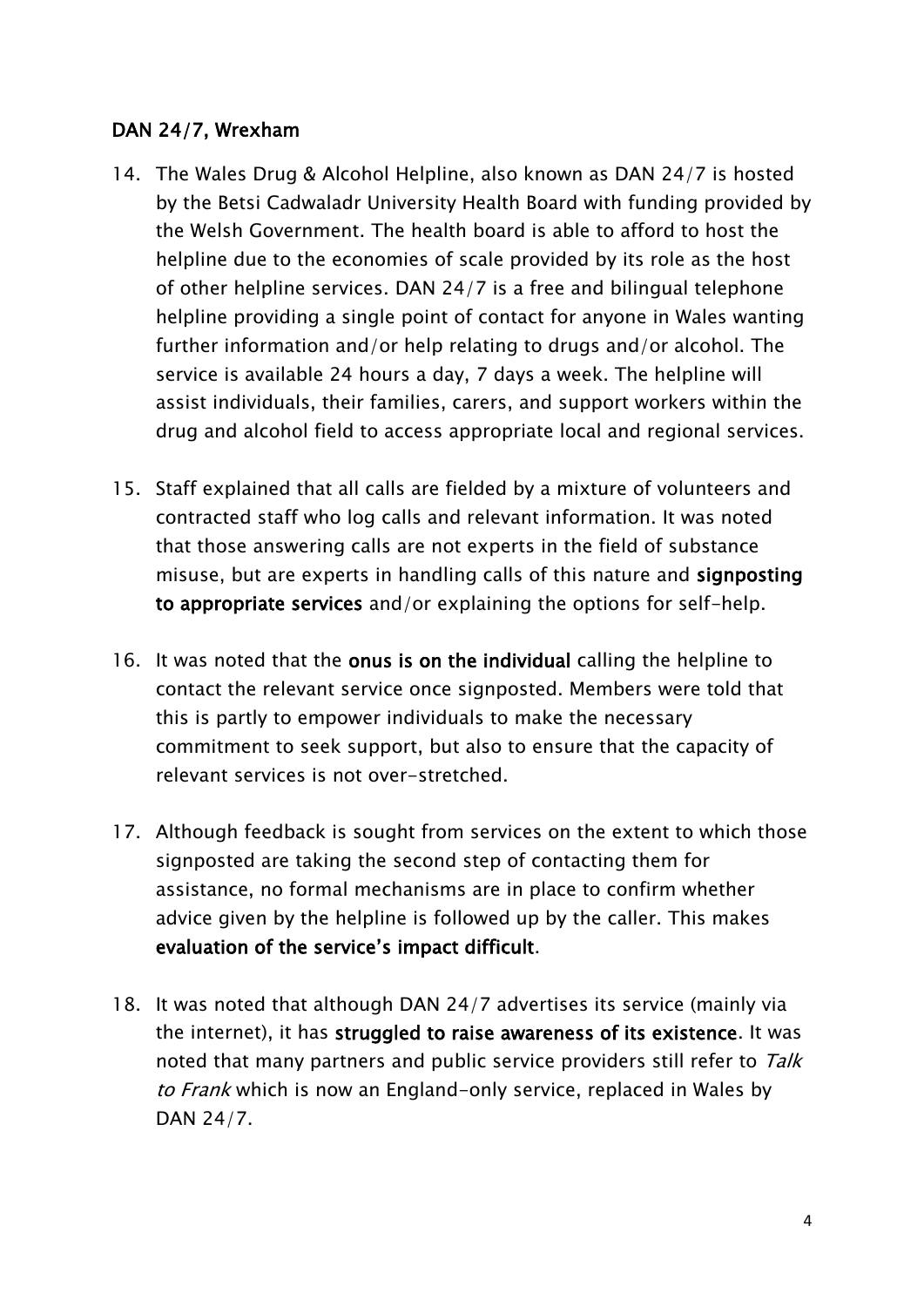## DAN 24/7, Wrexham

14. The Wales Drug & Alcohol Helpline, also known as DAN 24/7 is hosted by the Betsi Cadwaladr University Health Board with funding provided by the Welsh Government. The health board is able to afford to host the helpline due to the economies of scale provided by its role as the host of other helpline services. DAN 24/7 is a free and bilingual telephone helpline providing a single point of contact for anyone in Wales wanting further information and/or help relating to drugs and/or alcohol. The service is available 24 hours a day, 7 days a week. The helpline will assist individuals, their families, carers, and support workers within the drug and alcohol field to access appropriate local and regional services.

15. Staff explained that all calls are fielded by a mixture of volunteers and contracted staff who log calls and relevant information. It was noted that those answering calls are not experts in the field of substance misuse, but are experts in handling calls of this nature and **signposting to appropriate services** and/or explaining the options for self-help.

16. It was noted that the **onus is on the individual** calling the helpline to contact the relevant service once signposted. Members were told that this is partly to empower individuals to make the necessary commitment to seek support, but also to ensure that the capacity of relevant services is not over-stretched.

17. Although feedback is sought from services on the extent to which those signposted are taking the second step of contacting them for assistance, no formal mechanisms are in place to confirm whether advice given by the helpline is followed up by the caller. This makes **evaluation of the service's impact difficult**.

18. It was noted that although DAN 24/7 advertises its service (mainly via the internet), it has **struggled to raise awareness of its existence**. It was noted that many partners and public service providers still refer to *Talk to Frank* which is now an England-only service, replaced in Wales by DAN 24/7.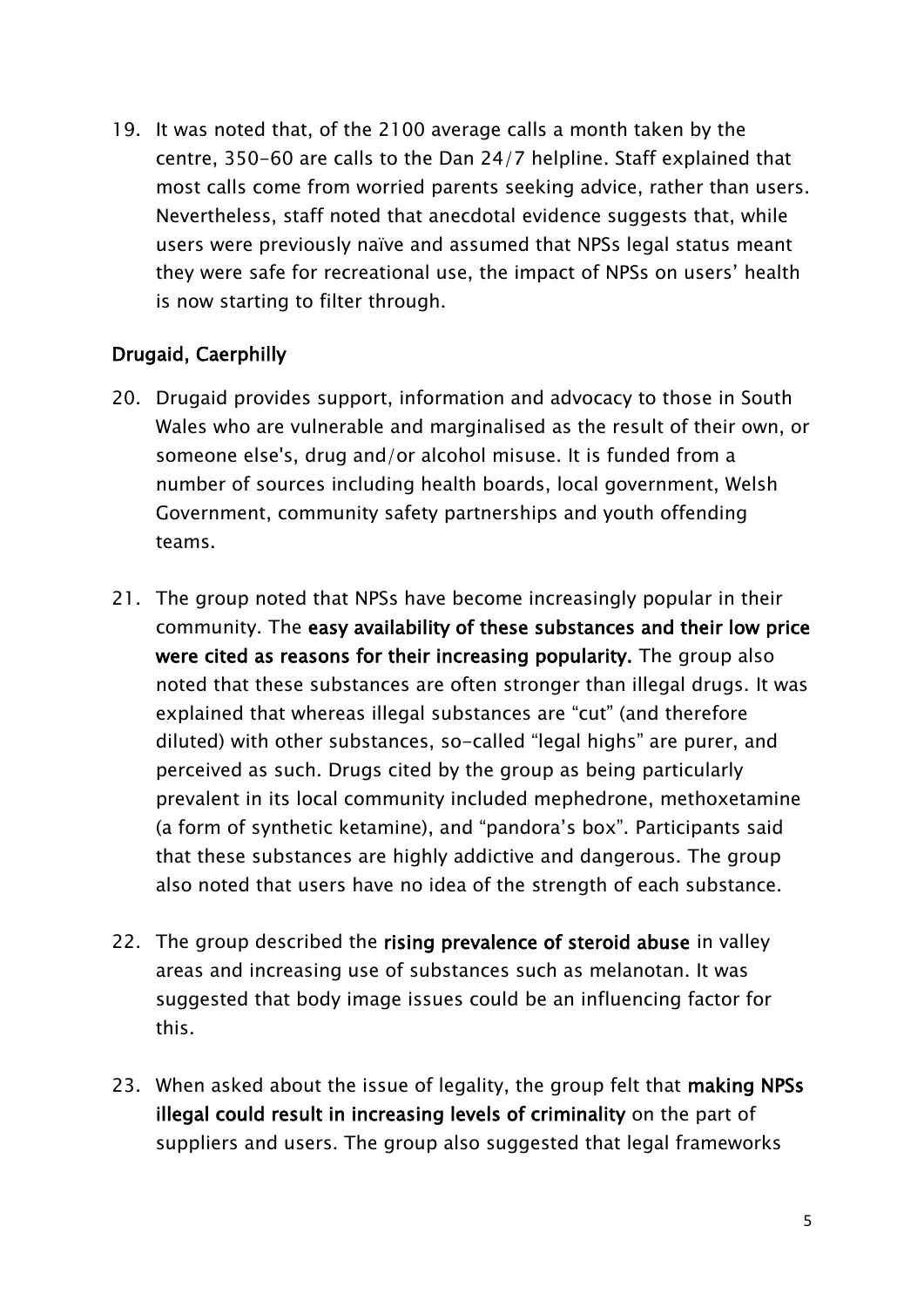19. It was noted that, of the 2100 average calls a month taken by the centre, 350-60 are calls to the Dan 24/7 helpline. Staff explained that most calls come from worried parents seeking advice, rather than users. Nevertheless, staff noted that anecdotal evidence suggests that, while users were previously naïve and assumed that NPSs legal status meant they were safe for recreational use, the impact of NPSs on users' health is now starting to filter through.

## Drugaid, Caerphilly

20. Drugaid provides support, information and advocacy to those in South Wales who are vulnerable and marginalised as the result of their own, or someone else's, drug and/or alcohol misuse. It is funded from a number of sources including health boards, local government, Welsh Government, community safety partnerships and youth offending teams.

21. The group noted that NPSs have become increasingly popular in their community. The **easy availability of these substances and their low price were cited as reasons for their increasing popularity.** The group also noted that these substances are often stronger than illegal drugs. It was explained that whereas illegal substances are "cut" (and therefore diluted) with other substances, so-called "legal highs" are purer, and perceived as such. Drugs cited by the group as being particularly prevalent in its local community included mephedrone, methoxetamine (a form of synthetic ketamine), and "pandora's box". Participants said that these substances are highly addictive and dangerous. The group also noted that users have no idea of the strength of each substance.

22. The group described the **rising prevalence of steroid abuse** in valley areas and increasing use of substances such as melanotan. It was suggested that body image issues could be an influencing factor for this.

23. When asked about the issue of legality, the group felt that **making NPSs illegal could result in increasing levels of criminality** on the part of suppliers and users. The group also suggested that legal frameworks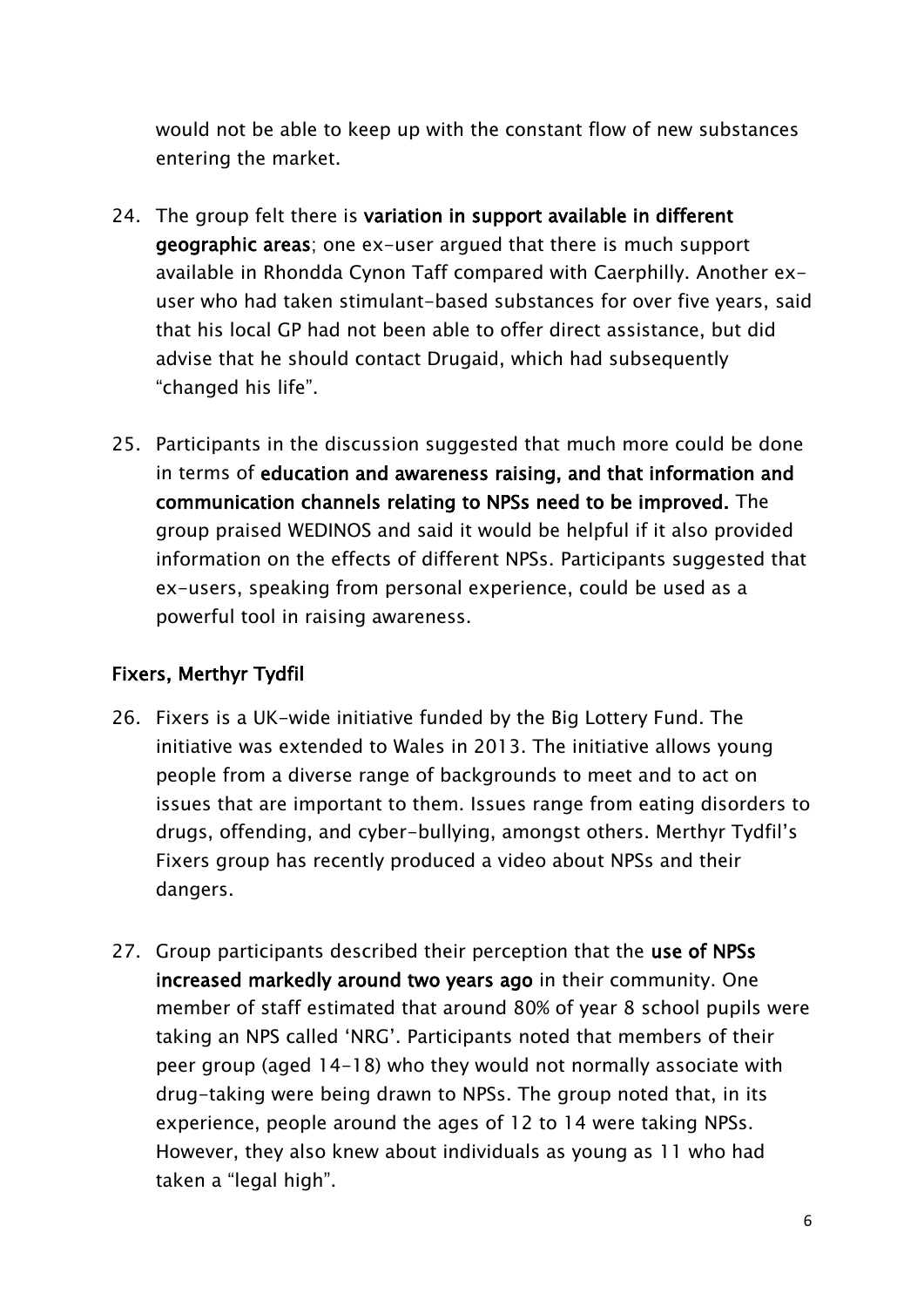would not be able to keep up with the constant flow of new substances entering the market.

24. The group felt there is **variation in support available in different geographic areas**; one ex-user argued that there is much support available in Rhondda Cynon Taff compared with Caerphilly. Another ex-user who had taken stimulant-based substances for over five years, said that his local GP had not been able to offer direct assistance, but did advise that he should contact Drugaid, which had subsequently "changed his life".

25. Participants in the discussion suggested that much more could be done in terms of **education and awareness raising, and that information and communication channels relating to NPSs need to be improved.** The group praised WEDINOS and said it would be helpful if it also provided information on the effects of different NPSs. Participants suggested that ex-users, speaking from personal experience, could be used as a powerful tool in raising awareness.

### Fixers, Merthyr Tydfil

26. Fixers is a UK-wide initiative funded by the Big Lottery Fund. The initiative was extended to Wales in 2013. The initiative allows young people from a diverse range of backgrounds to meet and to act on issues that are important to them. Issues range from eating disorders to drugs, offending, and cyber-bullying, amongst others. Merthyr Tydfil's Fixers group has recently produced a video about NPSs and their dangers.

27. Group participants described their perception that the **use of NPSs increased markedly around two years ago** in their community. One member of staff estimated that around 80% of year 8 school pupils were taking an NPS called 'NRG'. Participants noted that members of their peer group (aged 14-18) who they would not normally associate with drug-taking were being drawn to NPSs. The group noted that, in its experience, people around the ages of 12 to 14 were taking NPSs. However, they also knew about individuals as young as 11 who had taken a "legal high".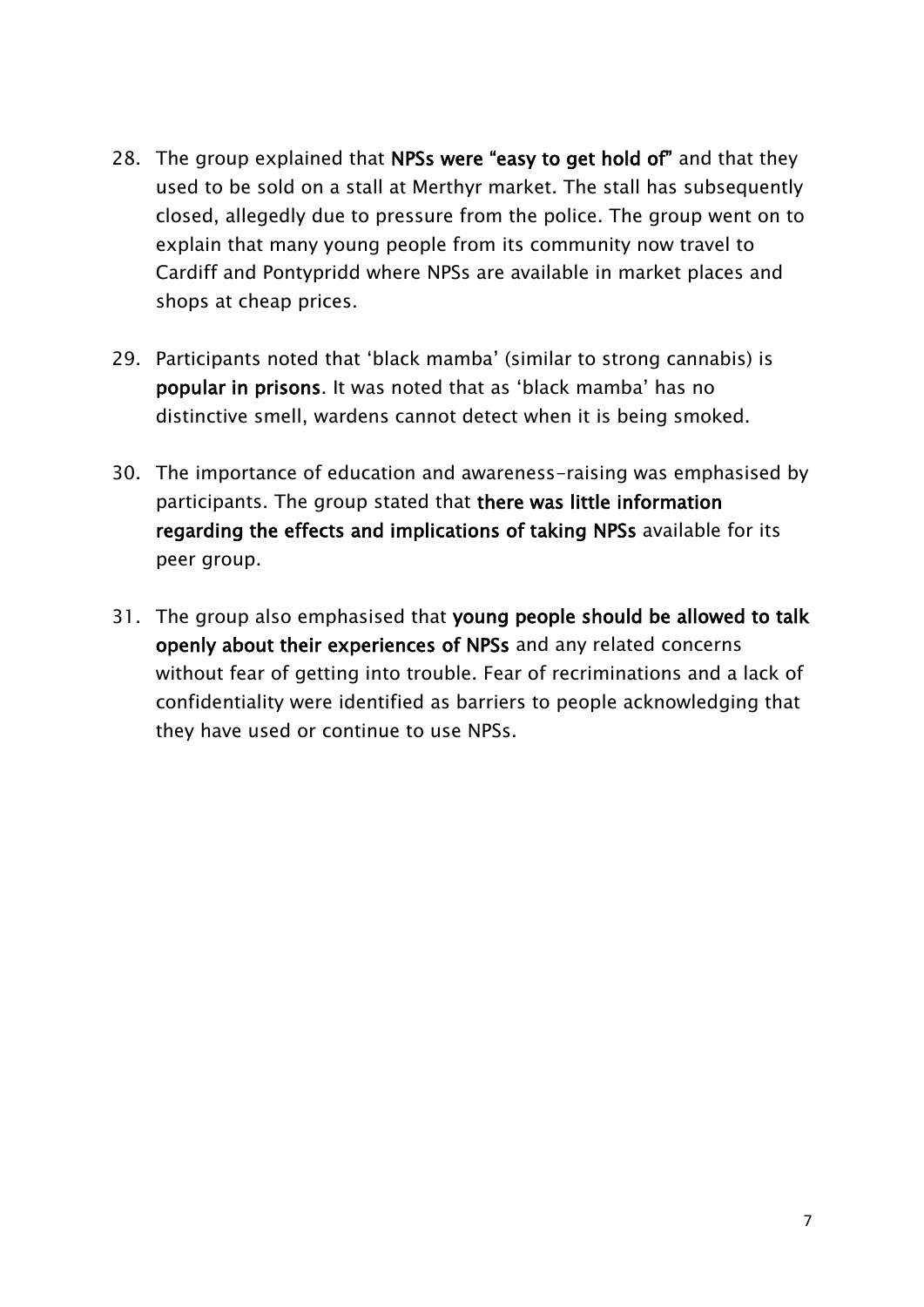28. The group explained that **NPSs were "easy to get hold of"** and that they used to be sold on a stall at Merthyr market. The stall has subsequently closed, allegedly due to pressure from the police. The group went on to explain that many young people from its community now travel to Cardiff and Pontypridd where NPSs are available in market places and shops at cheap prices.

29. Participants noted that 'black mamba' (similar to strong cannabis) is **popular in prisons**. It was noted that as 'black mamba' has no distinctive smell, wardens cannot detect when it is being smoked.

30. The importance of education and awareness-raising was emphasised by participants. The group stated that **there was little information regarding the effects and implications of taking NPSs** available for its peer group.

31. The group also emphasised that **young people should be allowed to talk openly about their experiences of NPSs** and any related concerns without fear of getting into trouble. Fear of recriminations and a lack of confidentiality were identified as barriers to people acknowledging that they have used or continue to use NPSs.